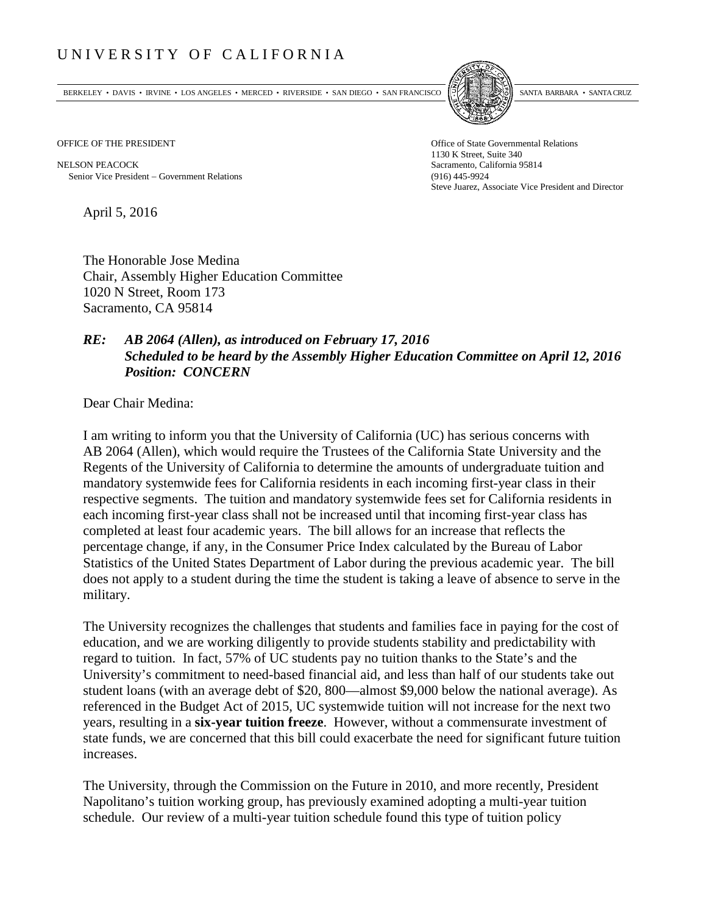# UNIVERSITY OF CALIFORNIA

BERKELEY • DAVIS • IRVINE • LOS ANGELES • MERCED • RIVERSIDE • SAN DIEGO • SAN FRANCISCO • SANTA BARBARA • SANTA CRUZ

OFFICE OF THE PRESIDENT

NELSON PEACOCK
Senior Vice President – Government Relations

Office of State Governmental Relations
1130 K Street, Suite 340
Sacramento, California 95814
(916) 445-9924
Steve Juarez, Associate Vice President and Director

April 5, 2016

The Honorable Jose Medina
Chair, Assembly Higher Education Committee
1020 N Street, Room 173
Sacramento, CA 95814

***RE: AB 2064 (Allen), as introduced on February 17, 2016***
***Scheduled to be heard by the Assembly Higher Education Committee on April 12, 2016***
***Position: CONCERN***

Dear Chair Medina:

I am writing to inform you that the University of California (UC) has serious concerns with AB 2064 (Allen), which would require the Trustees of the California State University and the Regents of the University of California to determine the amounts of undergraduate tuition and mandatory systemwide fees for California residents in each incoming first-year class in their respective segments. The tuition and mandatory systemwide fees set for California residents in each incoming first-year class shall not be increased until that incoming first-year class has completed at least four academic years. The bill allows for an increase that reflects the percentage change, if any, in the Consumer Price Index calculated by the Bureau of Labor Statistics of the United States Department of Labor during the previous academic year. The bill does not apply to a student during the time the student is taking a leave of absence to serve in the military.

The University recognizes the challenges that students and families face in paying for the cost of education, and we are working diligently to provide students stability and predictability with regard to tuition. In fact, 57% of UC students pay no tuition thanks to the State's and the University's commitment to need-based financial aid, and less than half of our students take out student loans (with an average debt of $20, 800—almost $9,000 below the national average). As referenced in the Budget Act of 2015, UC systemwide tuition will not increase for the next two years, resulting in a **six-year tuition freeze**. However, without a commensurate investment of state funds, we are concerned that this bill could exacerbate the need for significant future tuition increases.

The University, through the Commission on the Future in 2010, and more recently, President Napolitano's tuition working group, has previously examined adopting a multi-year tuition schedule. Our review of a multi-year tuition schedule found this type of tuition policy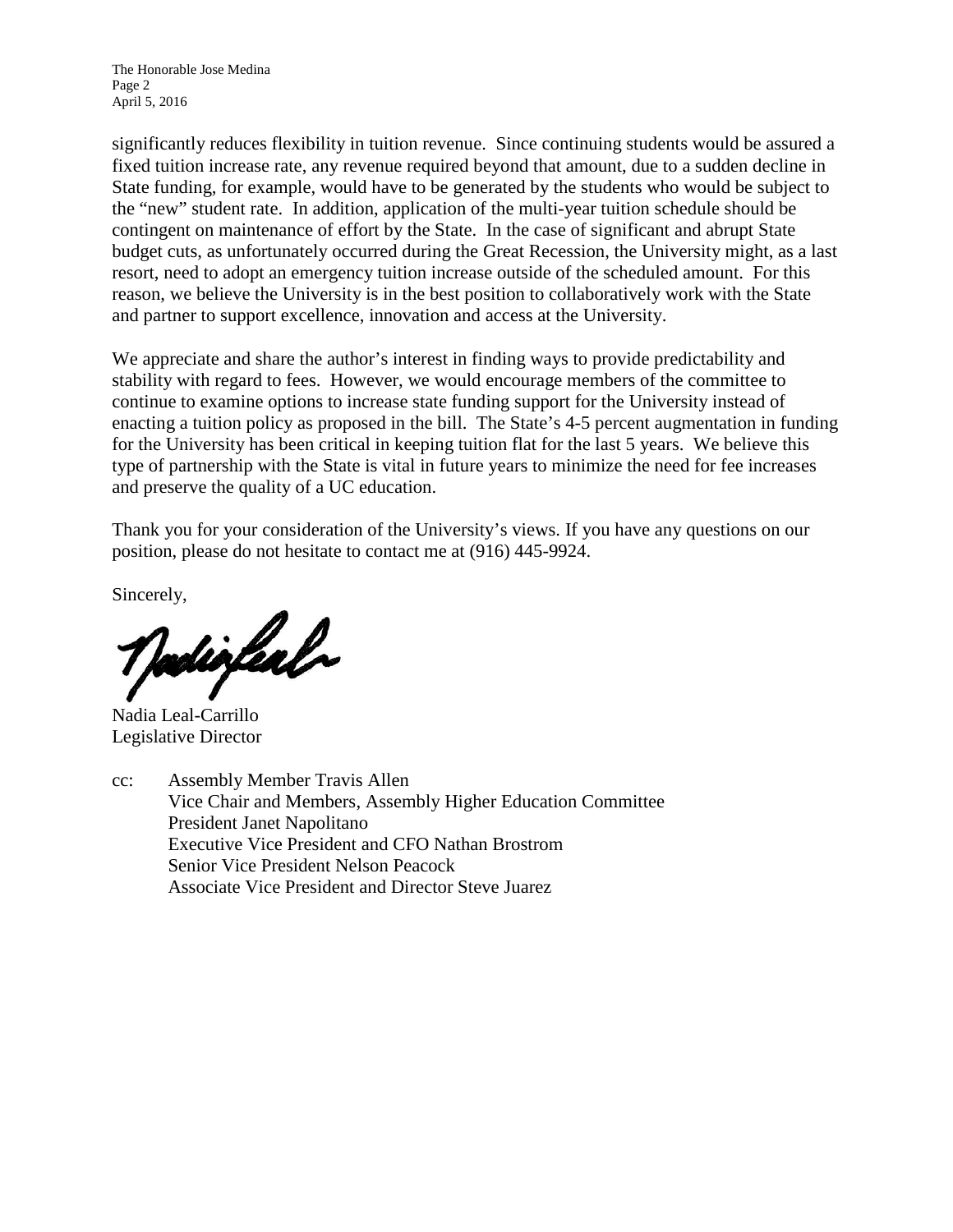significantly reduces flexibility in tuition revenue. Since continuing students would be assured a fixed tuition increase rate, any revenue required beyond that amount, due to a sudden decline in State funding, for example, would have to be generated by the students who would be subject to the "new" student rate. In addition, application of the multi-year tuition schedule should be contingent on maintenance of effort by the State. In the case of significant and abrupt State budget cuts, as unfortunately occurred during the Great Recession, the University might, as a last resort, need to adopt an emergency tuition increase outside of the scheduled amount. For this reason, we believe the University is in the best position to collaboratively work with the State and partner to support excellence, innovation and access at the University.

We appreciate and share the author's interest in finding ways to provide predictability and stability with regard to fees. However, we would encourage members of the committee to continue to examine options to increase state funding support for the University instead of enacting a tuition policy as proposed in the bill. The State's 4-5 percent augmentation in funding for the University has been critical in keeping tuition flat for the last 5 years. We believe this type of partnership with the State is vital in future years to minimize the need for fee increases and preserve the quality of a UC education.

Thank you for your consideration of the University's views. If you have any questions on our position, please do not hesitate to contact me at (916) 445-9924.

Sincerely,

Nadia Leal-Carrillo
Legislative Director

cc: Assembly Member Travis Allen
Vice Chair and Members, Assembly Higher Education Committee
President Janet Napolitano
Executive Vice President and CFO Nathan Brostrom
Senior Vice President Nelson Peacock
Associate Vice President and Director Steve Juarez